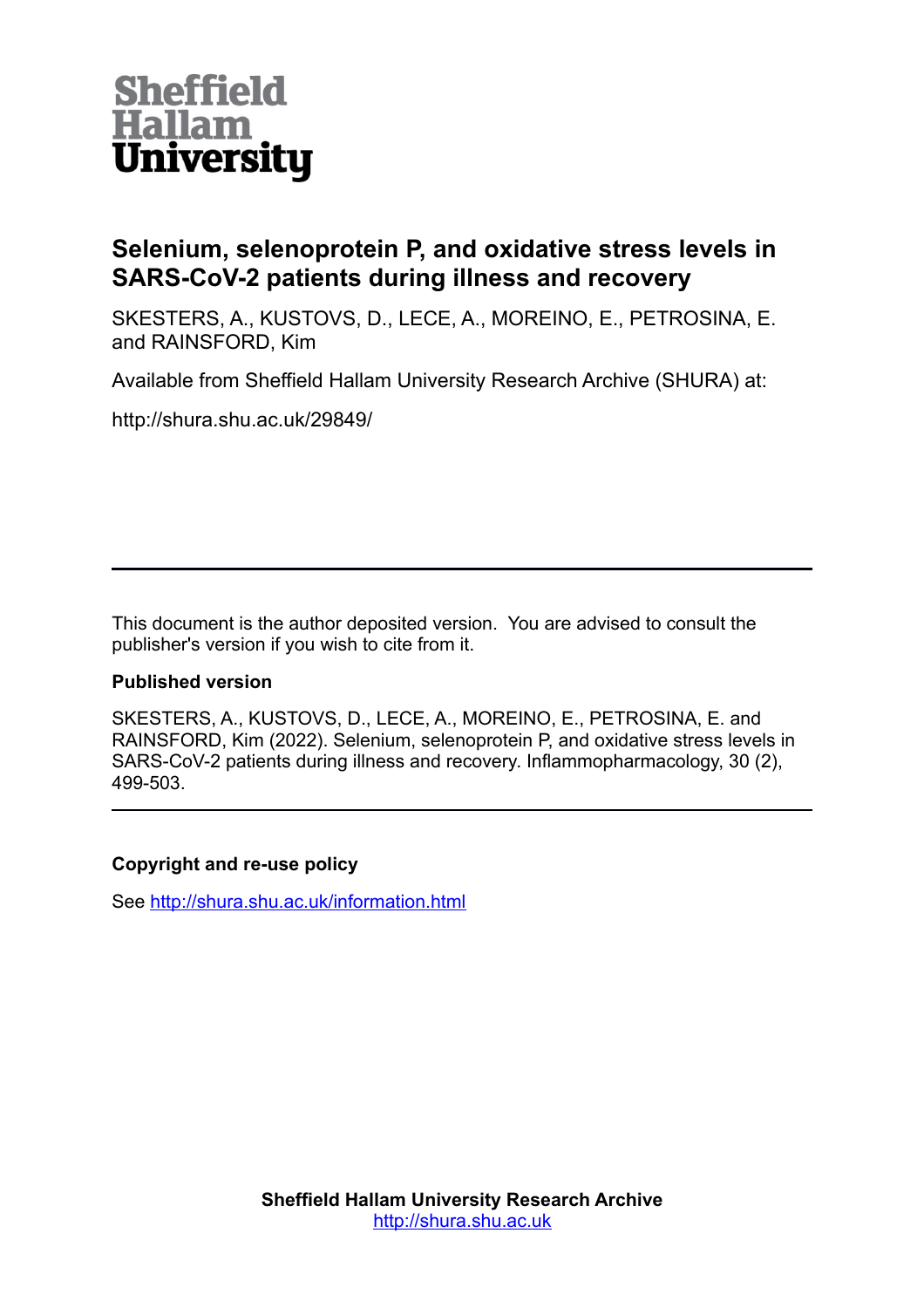Sheffield Hallam University

# Selenium, selenoprotein P, and oxidative stress levels in SARS-CoV-2 patients during illness and recovery

SKESTERS, A., KUSTOVS, D., LECE, A., MOREINO, E., PETROSINA, E. and RAINSFORD, Kim

Available from Sheffield Hallam University Research Archive (SHURA) at:

http://shura.shu.ac.uk/29849/

---

This document is the author deposited version. You are advised to consult the publisher's version if you wish to cite from it.

**Published version**

SKESTERS, A., KUSTOVS, D., LECE, A., MOREINO, E., PETROSINA, E. and RAINSFORD, Kim (2022). Selenium, selenoprotein P, and oxidative stress levels in SARS-CoV-2 patients during illness and recovery. Inflammopharmacology, 30 (2), 499-503.

---

**Copyright and re-use policy**

See http://shura.shu.ac.uk/information.html

**Sheffield Hallam University Research Archive**
http://shura.shu.ac.uk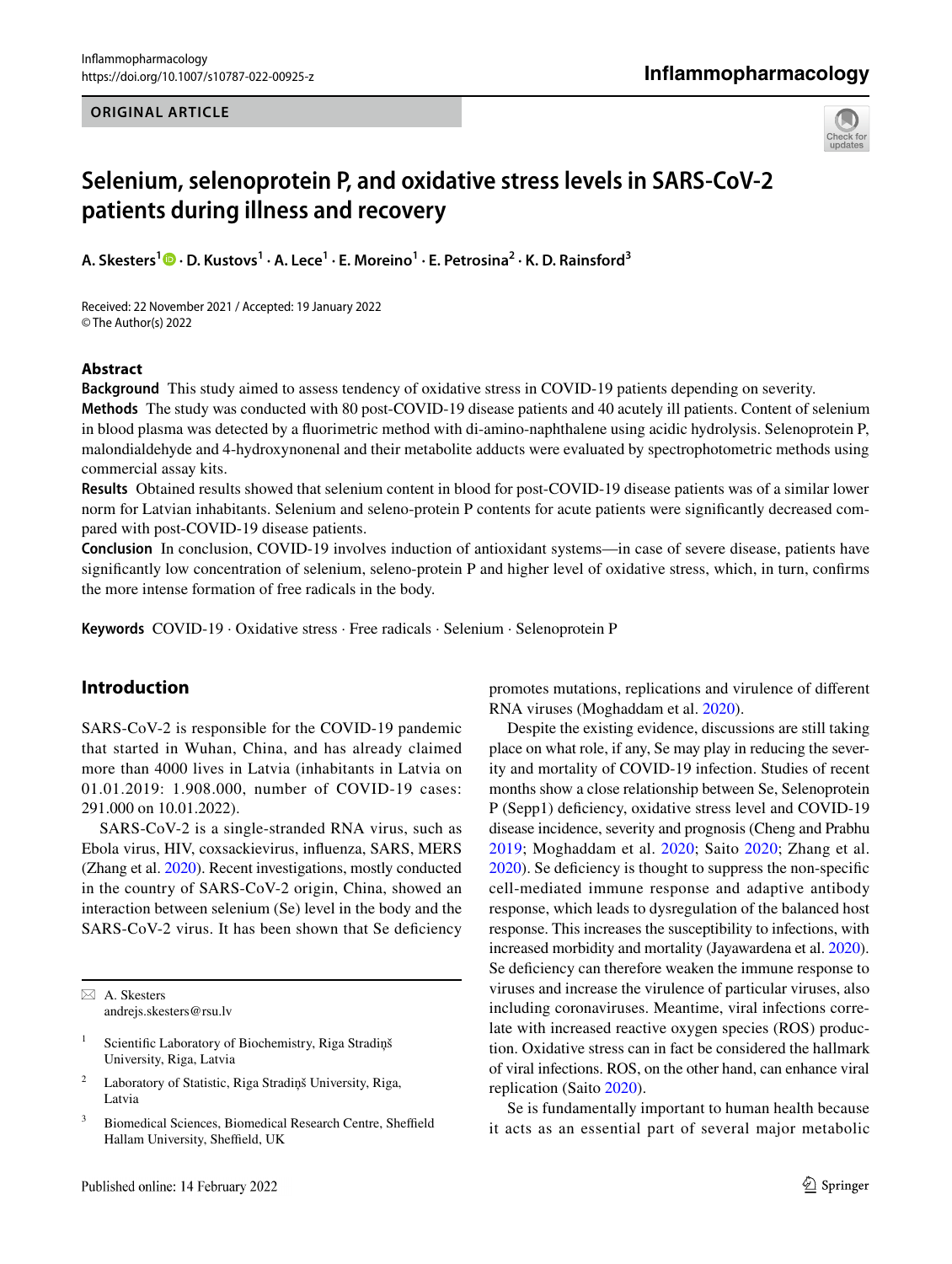# Selenium, selenoprotein P, and oxidative stress levels in SARS-CoV-2 patients during illness and recovery

**A. Skesters[1] · D. Kustovs[1] · A. Lece[1] · E. Moreino[1] · E. Petrosina[2] · K. D. Rainsford[3]**

Received: 22 November 2021 / Accepted: 19 January 2022
© The Author(s) 2022

## Abstract

**Background** This study aimed to assess tendency of oxidative stress in COVID-19 patients depending on severity.

**Methods** The study was conducted with 80 post-COVID-19 disease patients and 40 acutely ill patients. Content of selenium in blood plasma was detected by a fluorimetric method with di-amino-naphthalene using acidic hydrolysis. Selenoprotein P, malondialdehyde and 4-hydroxynonenal and their metabolite adducts were evaluated by spectrophotometric methods using commercial assay kits.

**Results** Obtained results showed that selenium content in blood for post-COVID-19 disease patients was of a similar lower norm for Latvian inhabitants. Selenium and seleno-protein P contents for acute patients were significantly decreased compared with post-COVID-19 disease patients.

**Conclusion** In conclusion, COVID-19 involves induction of antioxidant systems—in case of severe disease, patients have significantly low concentration of selenium, seleno-protein P and higher level of oxidative stress, which, in turn, confirms the more intense formation of free radicals in the body.

**Keywords** COVID-19 · Oxidative stress · Free radicals · Selenium · Selenoprotein P

## Introduction

SARS-CoV-2 is responsible for the COVID-19 pandemic that started in Wuhan, China, and has already claimed more than 4000 lives in Latvia (inhabitants in Latvia on 01.01.2019: 1.908.000, number of COVID-19 cases: 291.000 on 10.01.2022).

SARS-CoV-2 is a single-stranded RNA virus, such as Ebola virus, HIV, coxsackievirus, influenza, SARS, MERS (Zhang et al. 2020). Recent investigations, mostly conducted in the country of SARS-CoV-2 origin, China, showed an interaction between selenium (Se) level in the body and the SARS-CoV-2 virus. It has been shown that Se deficiency promotes mutations, replications and virulence of different RNA viruses (Moghaddam et al. 2020).

Despite the existing evidence, discussions are still taking place on what role, if any, Se may play in reducing the severity and mortality of COVID-19 infection. Studies of recent months show a close relationship between Se, Selenoprotein P (Sepp1) deficiency, oxidative stress level and COVID-19 disease incidence, severity and prognosis (Cheng and Prabhu 2019; Moghaddam et al. 2020; Saito 2020; Zhang et al. 2020). Se deficiency is thought to suppress the non-specific cell-mediated immune response and adaptive antibody response, which leads to dysregulation of the balanced host response. This increases the susceptibility to infections, with increased morbidity and mortality (Jayawardena et al. 2020). Se deficiency can therefore weaken the immune response to viruses and increase the virulence of particular viruses, also including coronaviruses. Meantime, viral infections correlate with increased reactive oxygen species (ROS) production. Oxidative stress can in fact be considered the hallmark of viral infections. ROS, on the other hand, can enhance viral replication (Saito 2020).

Se is fundamentally important to human health because it acts as an essential part of several major metabolic

✉ A. Skesters
andrejs.skesters@rsu.lv

[1] Scientific Laboratory of Biochemistry, Riga Stradiņš University, Riga, Latvia

[2] Laboratory of Statistic, Riga Stradiņš University, Riga, Latvia

[3] Biomedical Sciences, Biomedical Research Centre, Sheffield Hallam University, Sheffield, UK

Published online: 14 February 2022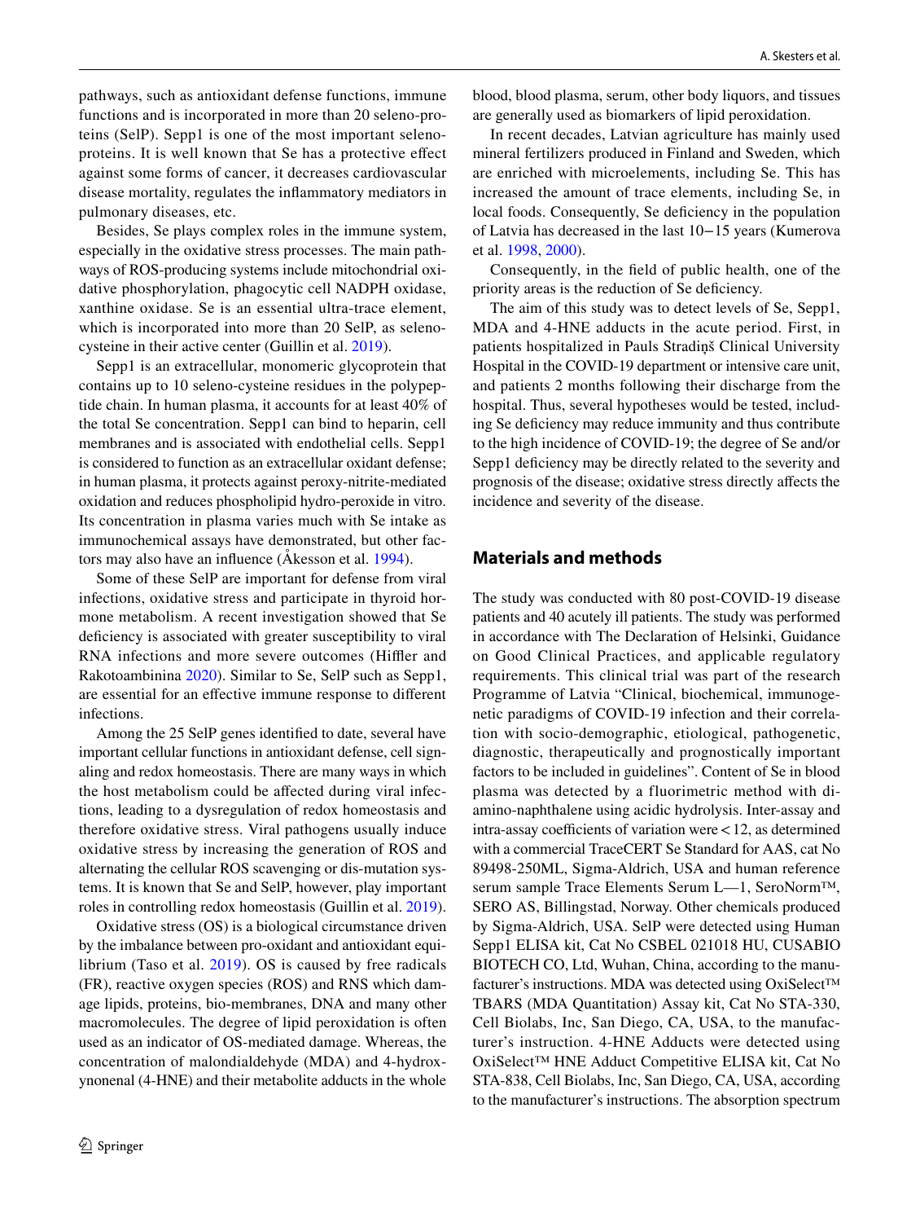pathways, such as antioxidant defense functions, immune functions and is incorporated in more than 20 seleno-proteins (SelP). Sepp1 is one of the most important selenoproteins. It is well known that Se has a protective effect against some forms of cancer, it decreases cardiovascular disease mortality, regulates the inflammatory mediators in pulmonary diseases, etc.

Besides, Se plays complex roles in the immune system, especially in the oxidative stress processes. The main pathways of ROS-producing systems include mitochondrial oxidative phosphorylation, phagocytic cell NADPH oxidase, xanthine oxidase. Se is an essential ultra-trace element, which is incorporated into more than 20 SelP, as selenocysteine in their active center (Guillin et al. 2019).

Sepp1 is an extracellular, monomeric glycoprotein that contains up to 10 seleno-cysteine residues in the polypeptide chain. In human plasma, it accounts for at least 40% of the total Se concentration. Sepp1 can bind to heparin, cell membranes and is associated with endothelial cells. Sepp1 is considered to function as an extracellular oxidant defense; in human plasma, it protects against peroxy-nitrite-mediated oxidation and reduces phospholipid hydro-peroxide in vitro. Its concentration in plasma varies much with Se intake as immunochemical assays have demonstrated, but other factors may also have an influence (Åkesson et al. 1994).

Some of these SelP are important for defense from viral infections, oxidative stress and participate in thyroid hormone metabolism. A recent investigation showed that Se deficiency is associated with greater susceptibility to viral RNA infections and more severe outcomes (Hiffler and Rakotoambinina 2020). Similar to Se, SelP such as Sepp1, are essential for an effective immune response to different infections.

Among the 25 SelP genes identified to date, several have important cellular functions in antioxidant defense, cell signaling and redox homeostasis. There are many ways in which the host metabolism could be affected during viral infections, leading to a dysregulation of redox homeostasis and therefore oxidative stress. Viral pathogens usually induce oxidative stress by increasing the generation of ROS and alternating the cellular ROS scavenging or dis-mutation systems. It is known that Se and SelP, however, play important roles in controlling redox homeostasis (Guillin et al. 2019).

Oxidative stress (OS) is a biological circumstance driven by the imbalance between pro-oxidant and antioxidant equilibrium (Taso et al. 2019). OS is caused by free radicals (FR), reactive oxygen species (ROS) and RNS which damage lipids, proteins, bio-membranes, DNA and many other macromolecules. The degree of lipid peroxidation is often used as an indicator of OS-mediated damage. Whereas, the concentration of malondialdehyde (MDA) and 4-hydroxynonenal (4-HNE) and their metabolite adducts in the whole blood, blood plasma, serum, other body liquors, and tissues are generally used as biomarkers of lipid peroxidation.

In recent decades, Latvian agriculture has mainly used mineral fertilizers produced in Finland and Sweden, which are enriched with microelements, including Se. This has increased the amount of trace elements, including Se, in local foods. Consequently, Se deficiency in the population of Latvia has decreased in the last 10−15 years (Kumerova et al. 1998, 2000).

Consequently, in the field of public health, one of the priority areas is the reduction of Se deficiency.

The aim of this study was to detect levels of Se, Sepp1, MDA and 4-HNE adducts in the acute period. First, in patients hospitalized in Pauls Stradiņš Clinical University Hospital in the COVID-19 department or intensive care unit, and patients 2 months following their discharge from the hospital. Thus, several hypotheses would be tested, including Se deficiency may reduce immunity and thus contribute to the high incidence of COVID-19; the degree of Se and/or Sepp1 deficiency may be directly related to the severity and prognosis of the disease; oxidative stress directly affects the incidence and severity of the disease.

## Materials and methods

The study was conducted with 80 post-COVID-19 disease patients and 40 acutely ill patients. The study was performed in accordance with The Declaration of Helsinki, Guidance on Good Clinical Practices, and applicable regulatory requirements. This clinical trial was part of the research Programme of Latvia "Clinical, biochemical, immunogenetic paradigms of COVID-19 infection and their correlation with socio-demographic, etiological, pathogenetic, diagnostic, therapeutically and prognostically important factors to be included in guidelines". Content of Se in blood plasma was detected by a fluorimetric method with di-amino-naphthalene using acidic hydrolysis. Inter-assay and intra-assay coefficients of variation were < 12, as determined with a commercial TraceCERT Se Standard for AAS, cat No 89498-250ML, Sigma-Aldrich, USA and human reference serum sample Trace Elements Serum L—1, SeroNorm™, SERO AS, Billingstad, Norway. Other chemicals produced by Sigma-Aldrich, USA. SelP were detected using Human Sepp1 ELISA kit, Cat No CSBEL 021018 HU, CUSABIO BIOTECH CO, Ltd, Wuhan, China, according to the manufacturer's instructions. MDA was detected using OxiSelect™ TBARS (MDA Quantitation) Assay kit, Cat No STA-330, Cell Biolabs, Inc, San Diego, CA, USA, to the manufacturer's instruction. 4-HNE Adducts were detected using OxiSelect™ HNE Adduct Competitive ELISA kit, Cat No STA-838, Cell Biolabs, Inc, San Diego, CA, USA, according to the manufacturer's instructions. The absorption spectrum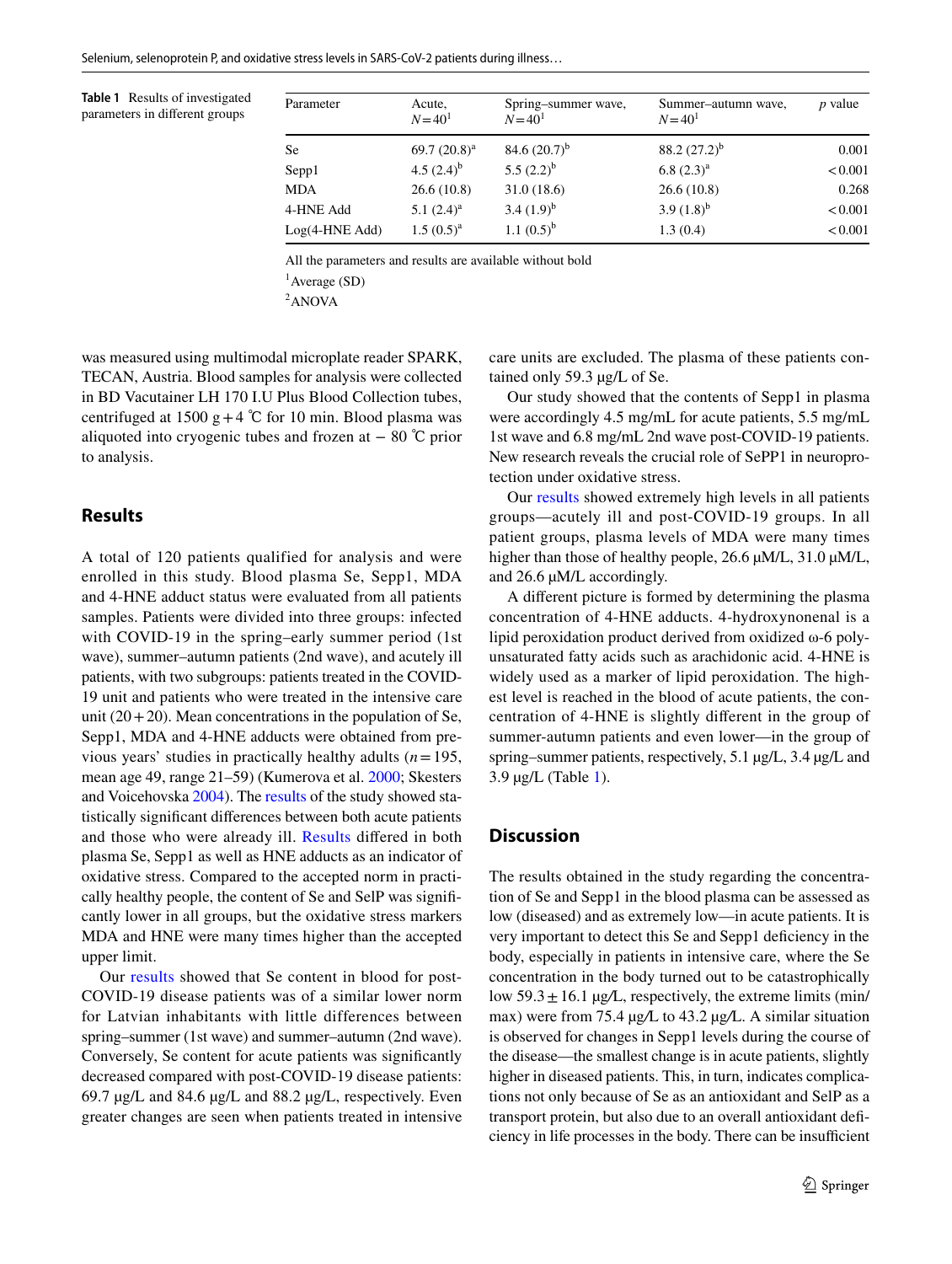**Table 1** Results of investigated parameters in different groups

| Parameter | Acute, $N=40$[1] | Spring–summer wave, $N=40$[1] | Summer–autumn wave, $N=40$[1] | *p* value |
|---|---|---|---|---|
| Se | 69.7 (20.8)[a] | 84.6 (20.7)[b] | 88.2 (27.2)[b] | 0.001 |
| Sepp1 | 4.5 (2.4)[b] | 5.5 (2.2)[b] | 6.8 (2.3)[a] | < 0.001 |
| MDA | 26.6 (10.8) | 31.0 (18.6) | 26.6 (10.8) | 0.268 |
| 4-HNE Add | 5.1 (2.4)[a] | 3.4 (1.9)[b] | 3.9 (1.8)[b] | < 0.001 |
| Log(4-HNE Add) | 1.5 (0.5)[a] | 1.1 (0.5)[b] | 1.3 (0.4) | < 0.001 |

All the parameters and results are available without bold

[1]Average (SD)

[2]ANOVA

was measured using multimodal microplate reader SPARK, TECAN, Austria. Blood samples for analysis were collected in BD Vacutainer LH 170 I.U Plus Blood Collection tubes, centrifuged at 1500 g + 4 ℃ for 10 min. Blood plasma was aliquoted into cryogenic tubes and frozen at − 80 ℃ prior to analysis.

## Results

A total of 120 patients qualified for analysis and were enrolled in this study. Blood plasma Se, Sepp1, MDA and 4-HNE adduct status were evaluated from all patients samples. Patients were divided into three groups: infected with COVID-19 in the spring–early summer period (1st wave), summer–autumn patients (2nd wave), and acutely ill patients, with two subgroups: patients treated in the COVID-19 unit and patients who were treated in the intensive care unit (20 + 20). Mean concentrations in the population of Se, Sepp1, MDA and 4-HNE adducts were obtained from previous years' studies in practically healthy adults ($n = 195$, mean age 49, range 21–59) (Kumerova et al. 2000; Skesters and Voicehovska 2004). The results of the study showed statistically significant differences between both acute patients and those who were already ill. Results differed in both plasma Se, Sepp1 as well as HNE adducts as an indicator of oxidative stress. Compared to the accepted norm in practically healthy people, the content of Se and SelP was significantly lower in all groups, but the oxidative stress markers MDA and HNE were many times higher than the accepted upper limit.

Our results showed that Se content in blood for post-COVID-19 disease patients was of a similar lower norm for Latvian inhabitants with little differences between spring–summer (1st wave) and summer–autumn (2nd wave). Conversely, Se content for acute patients was significantly decreased compared with post-COVID-19 disease patients: 69.7 µg/L and 84.6 µg/L and 88.2 µg/L, respectively. Even greater changes are seen when patients treated in intensive care units are excluded. The plasma of these patients contained only 59.3 µg/L of Se.

Our study showed that the contents of Sepp1 in plasma were accordingly 4.5 mg/mL for acute patients, 5.5 mg/mL 1st wave and 6.8 mg/mL 2nd wave post-COVID-19 patients. New research reveals the crucial role of SePP1 in neuroprotection under oxidative stress.

Our results showed extremely high levels in all patients groups—acutely ill and post-COVID-19 groups. In all patient groups, plasma levels of MDA were many times higher than those of healthy people, 26.6 µM/L, 31.0 µM/L, and 26.6 µM/L accordingly.

A different picture is formed by determining the plasma concentration of 4-HNE adducts. 4-hydroxynonenal is a lipid peroxidation product derived from oxidized ω-6 polyunsaturated fatty acids such as arachidonic acid. 4-HNE is widely used as a marker of lipid peroxidation. The highest level is reached in the blood of acute patients, the concentration of 4-HNE is slightly different in the group of summer-autumn patients and even lower—in the group of spring–summer patients, respectively, 5.1 µg/L, 3.4 µg/L and 3.9 µg/L (Table 1).

## Discussion

The results obtained in the study regarding the concentration of Se and Sepp1 in the blood plasma can be assessed as low (diseased) and as extremely low—in acute patients. It is very important to detect this Se and Sepp1 deficiency in the body, especially in patients in intensive care, where the Se concentration in the body turned out to be catastrophically low 59.3 ± 16.1 µg/L, respectively, the extreme limits (min/max) were from 75.4 µg/L to 43.2 µg/L. A similar situation is observed for changes in Sepp1 levels during the course of the disease—the smallest change is in acute patients, slightly higher in diseased patients. This, in turn, indicates complications not only because of Se as an antioxidant and SelP as a transport protein, but also due to an overall antioxidant deficiency in life processes in the body. There can be insufficient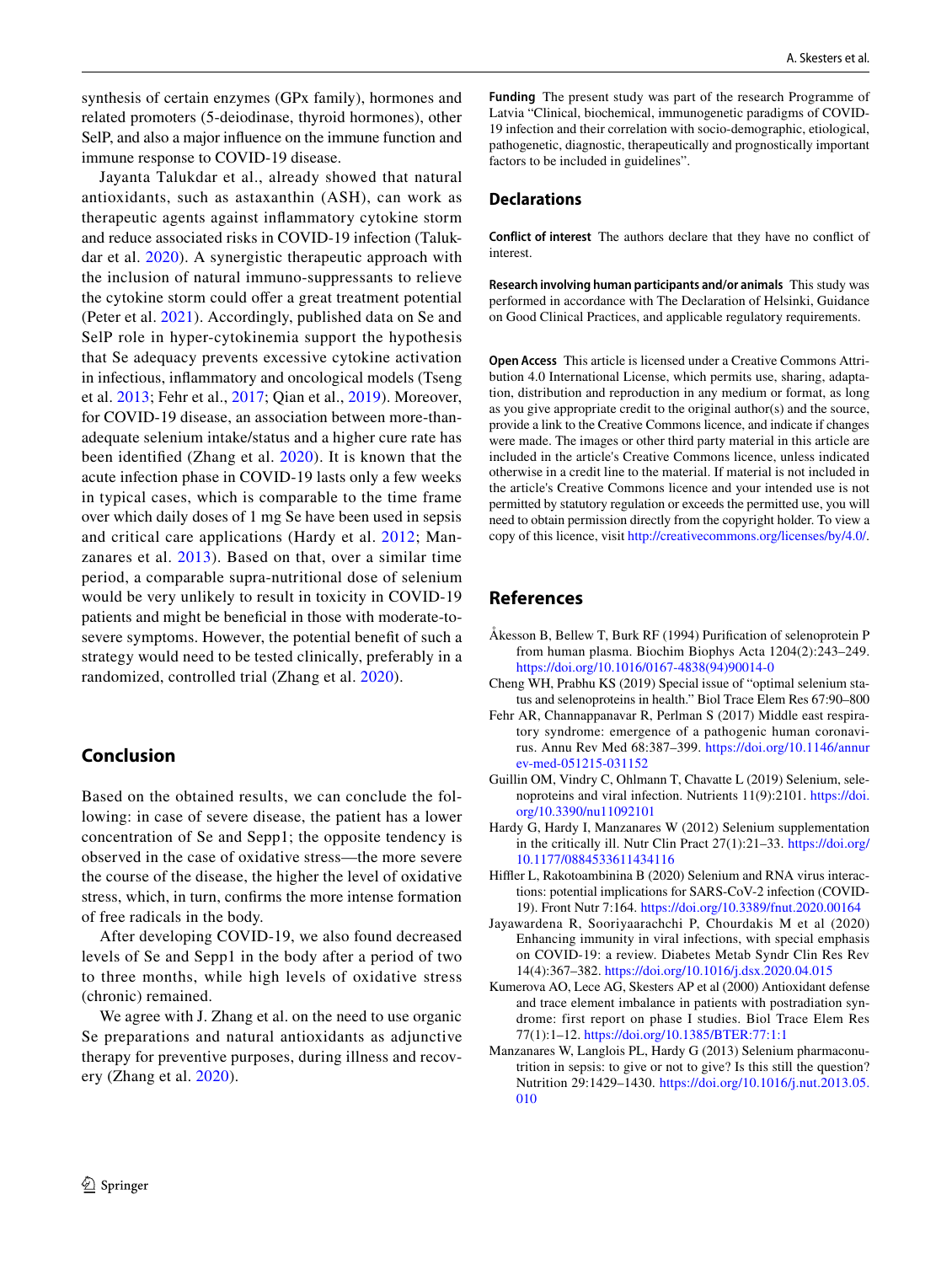synthesis of certain enzymes (GPx family), hormones and related promoters (5-deiodinase, thyroid hormones), other SelP, and also a major influence on the immune function and immune response to COVID-19 disease.

Jayanta Talukdar et al., already showed that natural antioxidants, such as astaxanthin (ASH), can work as therapeutic agents against inflammatory cytokine storm and reduce associated risks in COVID-19 infection (Talukdar et al. 2020). A synergistic therapeutic approach with the inclusion of natural immuno-suppressants to relieve the cytokine storm could offer a great treatment potential (Peter et al. 2021). Accordingly, published data on Se and SelP role in hyper-cytokinemia support the hypothesis that Se adequacy prevents excessive cytokine activation in infectious, inflammatory and oncological models (Tseng et al. 2013; Fehr et al., 2017; Qian et al., 2019). Moreover, for COVID-19 disease, an association between more-than-adequate selenium intake/status and a higher cure rate has been identified (Zhang et al. 2020). It is known that the acute infection phase in COVID-19 lasts only a few weeks in typical cases, which is comparable to the time frame over which daily doses of 1 mg Se have been used in sepsis and critical care applications (Hardy et al. 2012; Manzanares et al. 2013). Based on that, over a similar time period, a comparable supra-nutritional dose of selenium would be very unlikely to result in toxicity in COVID-19 patients and might be beneficial in those with moderate-to-severe symptoms. However, the potential benefit of such a strategy would need to be tested clinically, preferably in a randomized, controlled trial (Zhang et al. 2020).

## Conclusion

Based on the obtained results, we can conclude the following: in case of severe disease, the patient has a lower concentration of Se and Sepp1; the opposite tendency is observed in the case of oxidative stress—the more severe the course of the disease, the higher the level of oxidative stress, which, in turn, confirms the more intense formation of free radicals in the body.

After developing COVID-19, we also found decreased levels of Se and Sepp1 in the body after a period of two to three months, while high levels of oxidative stress (chronic) remained.

We agree with J. Zhang et al. on the need to use organic Se preparations and natural antioxidants as adjunctive therapy for preventive purposes, during illness and recovery (Zhang et al. 2020).

**Funding** The present study was part of the research Programme of Latvia "Clinical, biochemical, immunogenetic paradigms of COVID-19 infection and their correlation with socio-demographic, etiological, pathogenetic, diagnostic, therapeutically and prognostically important factors to be included in guidelines".

## Declarations

**Conflict of interest** The authors declare that they have no conflict of interest.

**Research involving human participants and/or animals** This study was performed in accordance with The Declaration of Helsinki, Guidance on Good Clinical Practices, and applicable regulatory requirements.

**Open Access** This article is licensed under a Creative Commons Attribution 4.0 International License, which permits use, sharing, adaptation, distribution and reproduction in any medium or format, as long as you give appropriate credit to the original author(s) and the source, provide a link to the Creative Commons licence, and indicate if changes were made. The images or other third party material in this article are included in the article's Creative Commons licence, unless indicated otherwise in a credit line to the material. If material is not included in the article's Creative Commons licence and your intended use is not permitted by statutory regulation or exceeds the permitted use, you will need to obtain permission directly from the copyright holder. To view a copy of this licence, visit http://creativecommons.org/licenses/by/4.0/.

## References

Åkesson B, Bellew T, Burk RF (1994) Purification of selenoprotein P from human plasma. Biochim Biophys Acta 1204(2):243–249. https://doi.org/10.1016/0167-4838(94)90014-0

Cheng WH, Prabhu KS (2019) Special issue of "optimal selenium status and selenoproteins in health." Biol Trace Elem Res 67:90–800

Fehr AR, Channappanavar R, Perlman S (2017) Middle east respiratory syndrome: emergence of a pathogenic human coronavirus. Annu Rev Med 68:387–399. https://doi.org/10.1146/annurev-med-051215-031152

Guillin OM, Vindry C, Ohlmann T, Chavatte L (2019) Selenium, selenoproteins and viral infection. Nutrients 11(9):2101. https://doi.org/10.3390/nu11092101

Hardy G, Hardy I, Manzanares W (2012) Selenium supplementation in the critically ill. Nutr Clin Pract 27(1):21–33. https://doi.org/10.1177/0884533611434116

Hiffler L, Rakotoambinina B (2020) Selenium and RNA virus interactions: potential implications for SARS-CoV-2 infection (COVID-19). Front Nutr 7:164. https://doi.org/10.3389/fnut.2020.00164

Jayawardena R, Sooriyaarachchi P, Chourdakis M et al (2020) Enhancing immunity in viral infections, with special emphasis on COVID-19: a review. Diabetes Metab Syndr Clin Res Rev 14(4):367–382. https://doi.org/10.1016/j.dsx.2020.04.015

Kumerova AO, Lece AG, Skesters AP et al (2000) Antioxidant defense and trace element imbalance in patients with postradiation syndrome: first report on phase I studies. Biol Trace Elem Res 77(1):1–12. https://doi.org/10.1385/BTER:77:1:1

Manzanares W, Langlois PL, Hardy G (2013) Selenium pharmaconutrition in sepsis: to give or not to give? Is this still the question? Nutrition 29:1429–1430. https://doi.org/10.1016/j.nut.2013.05.010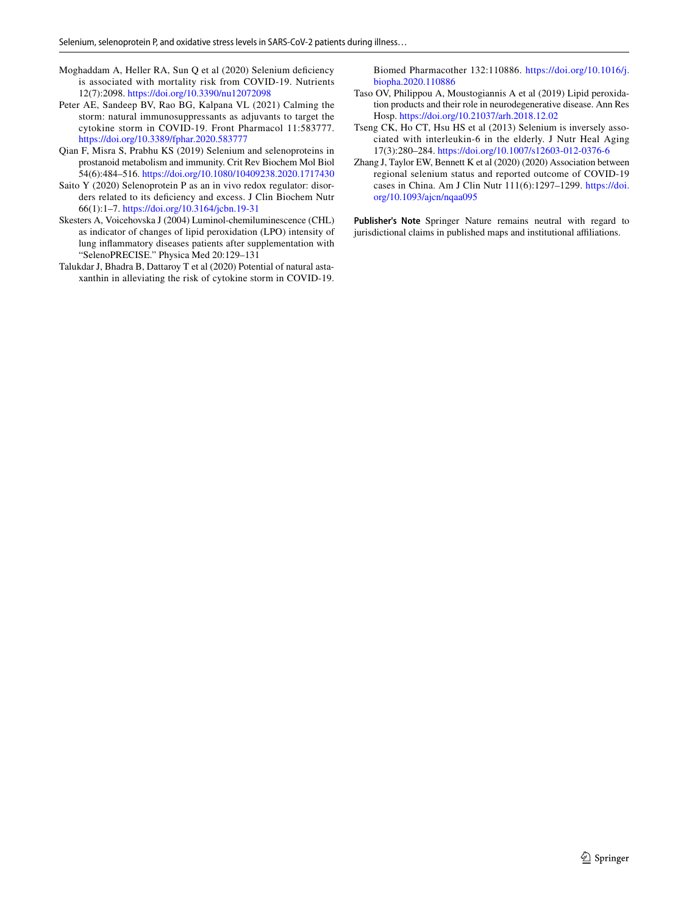Moghaddam A, Heller RA, Sun Q et al (2020) Selenium deficiency is associated with mortality risk from COVID-19. Nutrients 12(7):2098. https://doi.org/10.3390/nu12072098

Peter AE, Sandeep BV, Rao BG, Kalpana VL (2021) Calming the storm: natural immunosuppressants as adjuvants to target the cytokine storm in COVID-19. Front Pharmacol 11:583777. https://doi.org/10.3389/fphar.2020.583777

Qian F, Misra S, Prabhu KS (2019) Selenium and selenoproteins in prostanoid metabolism and immunity. Crit Rev Biochem Mol Biol 54(6):484–516. https://doi.org/10.1080/10409238.2020.1717430

Saito Y (2020) Selenoprotein P as an in vivo redox regulator: disorders related to its deficiency and excess. J Clin Biochem Nutr 66(1):1–7. https://doi.org/10.3164/jcbn.19-31

Skesters A, Voicehovska J (2004) Luminol-chemiluminescence (CHL) as indicator of changes of lipid peroxidation (LPO) intensity of lung inflammatory diseases patients after supplementation with "SelenoPRECISE." Physica Med 20:129–131

Talukdar J, Bhadra B, Dattaroy T et al (2020) Potential of natural astaxanthin in alleviating the risk of cytokine storm in COVID-19. Biomed Pharmacother 132:110886. https://doi.org/10.1016/j.biopha.2020.110886

Taso OV, Philippou A, Moustogiannis A et al (2019) Lipid peroxidation products and their role in neurodegenerative disease. Ann Res Hosp. https://doi.org/10.21037/arh.2018.12.02

Tseng CK, Ho CT, Hsu HS et al (2013) Selenium is inversely associated with interleukin-6 in the elderly. J Nutr Heal Aging 17(3):280–284. https://doi.org/10.1007/s12603-012-0376-6

Zhang J, Taylor EW, Bennett K et al (2020) (2020) Association between regional selenium status and reported outcome of COVID-19 cases in China. Am J Clin Nutr 111(6):1297–1299. https://doi.org/10.1093/ajcn/nqaa095

**Publisher's Note** Springer Nature remains neutral with regard to jurisdictional claims in published maps and institutional affiliations.